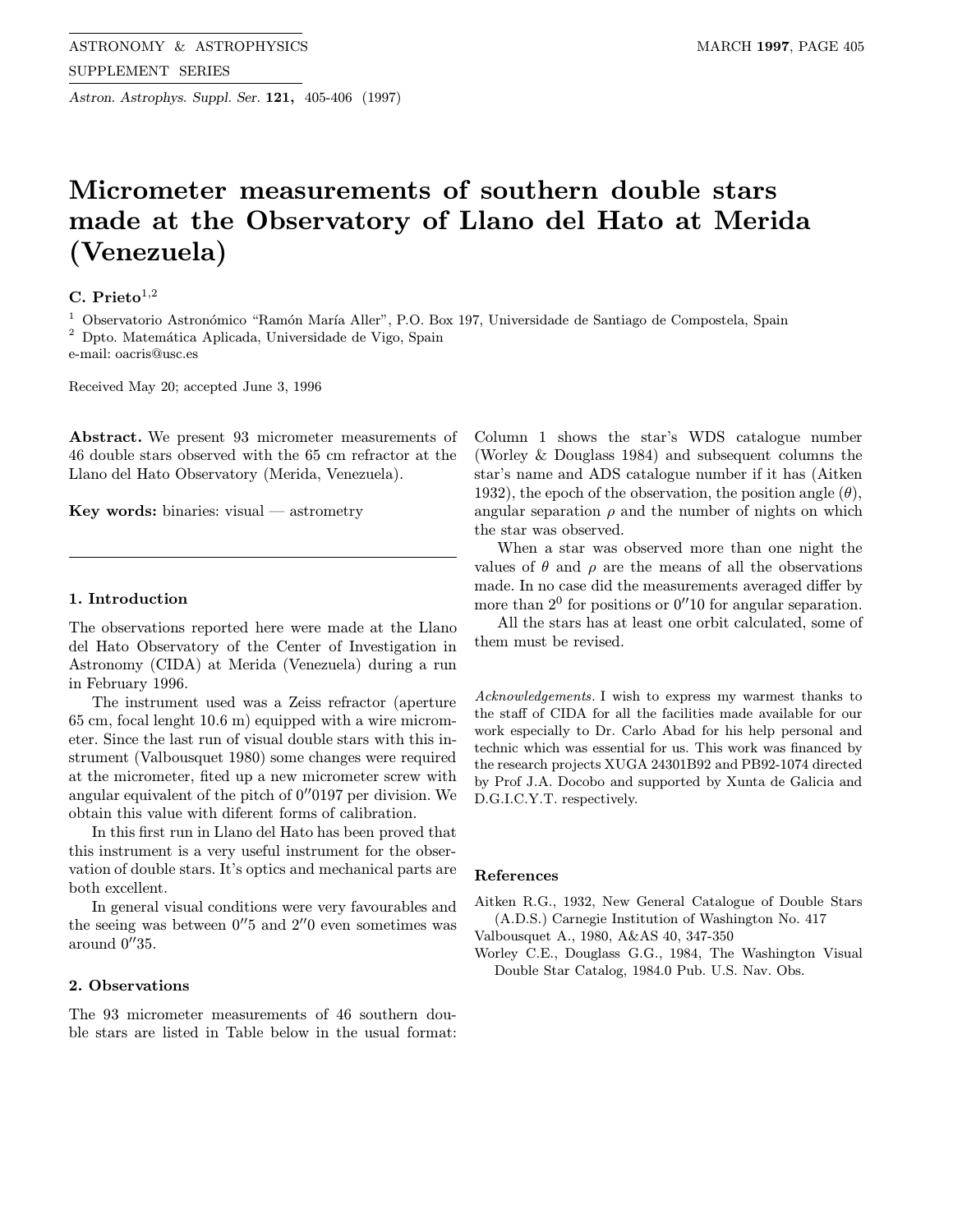# Micrometer measurements of southern double stars made at the Observatory of Llano del Hato at Merida (Venezuela)

**C. Prieto**[1,2]

[1] Observatorio Astronómico "Ramón María Aller", P.O. Box 197, Universidade de Santiago de Compostela, Spain
[2] Dpto. Matemática Aplicada, Universidade de Vigo, Spain
e-mail: oacris@usc.es

Received May 20; accepted June 3, 1996

**Abstract.** We present 93 micrometer measurements of 46 double stars observed with the 65 cm refractor at the Llano del Hato Observatory (Merida, Venezuela).

**Key words:** binaries: visual — astrometry

## 1. Introduction

The observations reported here were made at the Llano del Hato Observatory of the Center of Investigation in Astronomy (CIDA) at Merida (Venezuela) during a run in February 1996.

The instrument used was a Zeiss refractor (aperture 65 cm, focal lenght 10.6 m) equipped with a wire micrometer. Since the last run of visual double stars with this instrument (Valbousquet 1980) some changes were required at the micrometer, fited up a new micrometer screw with angular equivalent of the pitch of $0''0197$ per division. We obtain this value with diferent forms of calibration.

In this first run in Llano del Hato has been proved that this instrument is a very useful instrument for the observation of double stars. It's optics and mechanical parts are both excellent.

In general visual conditions were very favourables and the seeing was between $0''5$ and $2''0$ even sometimes was around $0''35$.

## 2. Observations

The 93 micrometer measurements of 46 southern double stars are listed in Table below in the usual format: Column 1 shows the star's WDS catalogue number (Worley & Douglass 1984) and subsequent columns the star's name and ADS catalogue number if it has (Aitken 1932), the epoch of the observation, the position angle ($\theta$), angular separation $\rho$ and the number of nights on which the star was observed.

When a star was observed more than one night the values of $\theta$ and $\rho$ are the means of all the observations made. In no case did the measurements averaged differ by more than $2^0$ for positions or $0''10$ for angular separation.

All the stars has at least one orbit calculated, some of them must be revised.

*Acknowledgements.* I wish to express my warmest thanks to the staff of CIDA for all the facilities made available for our work especially to Dr. Carlo Abad for his help personal and technic which was essential for us. This work was financed by the research projects XUGA 24301B92 and PB92-1074 directed by Prof J.A. Docobo and supported by Xunta de Galicia and D.G.I.C.Y.T. respectively.

## References

Aitken R.G., 1932, New General Catalogue of Double Stars (A.D.S.) Carnegie Institution of Washington No. 417

Valbousquet A., 1980, A&AS 40, 347-350

Worley C.E., Douglass G.G., 1984, The Washington Visual Double Star Catalog, 1984.0 Pub. U.S. Nav. Obs.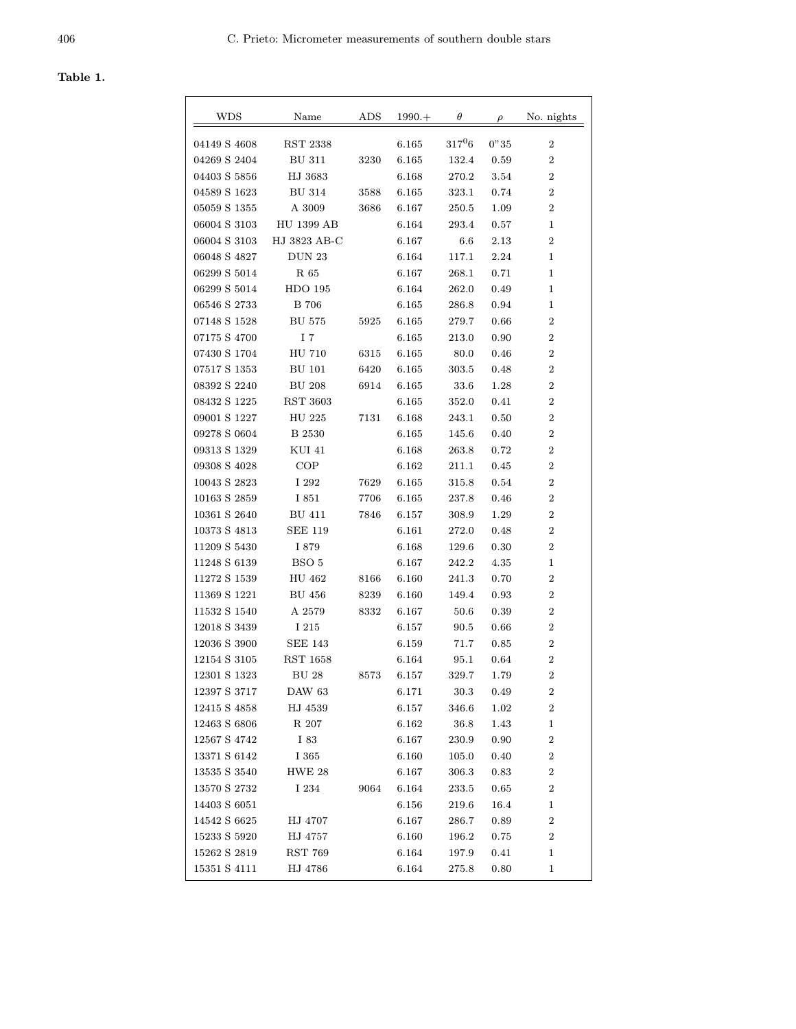**Table 1.**

| WDS | Name | ADS | 1990.+ | $\theta$ | $\rho$ | No. nights |
|---|---|---|---|---|---|---|
| 04149 S 4608 | RST 2338 | | 6.165 | $317^0 6$ | 0"35 | 2 |
| 04269 S 2404 | BU 311 | 3230 | 6.165 | 132.4 | 0.59 | 2 |
| 04403 S 5856 | HJ 3683 | | 6.168 | 270.2 | 3.54 | 2 |
| 04589 S 1623 | BU 314 | 3588 | 6.165 | 323.1 | 0.74 | 2 |
| 05059 S 1355 | A 3009 | 3686 | 6.167 | 250.5 | 1.09 | 2 |
| 06004 S 3103 | HU 1399 AB | | 6.164 | 293.4 | 0.57 | 1 |
| 06004 S 3103 | HJ 3823 AB-C | | 6.167 | 6.6 | 2.13 | 2 |
| 06048 S 4827 | DUN 23 | | 6.164 | 117.1 | 2.24 | 1 |
| 06299 S 5014 | R 65 | | 6.167 | 268.1 | 0.71 | 1 |
| 06299 S 5014 | HDO 195 | | 6.164 | 262.0 | 0.49 | 1 |
| 06546 S 2733 | B 706 | | 6.165 | 286.8 | 0.94 | 1 |
| 07148 S 1528 | BU 575 | 5925 | 6.165 | 279.7 | 0.66 | 2 |
| 07175 S 4700 | I 7 | | 6.165 | 213.0 | 0.90 | 2 |
| 07430 S 1704 | HU 710 | 6315 | 6.165 | 80.0 | 0.46 | 2 |
| 07517 S 1353 | BU 101 | 6420 | 6.165 | 303.5 | 0.48 | 2 |
| 08392 S 2240 | BU 208 | 6914 | 6.165 | 33.6 | 1.28 | 2 |
| 08432 S 1225 | RST 3603 | | 6.165 | 352.0 | 0.41 | 2 |
| 09001 S 1227 | HU 225 | 7131 | 6.168 | 243.1 | 0.50 | 2 |
| 09278 S 0604 | B 2530 | | 6.165 | 145.6 | 0.40 | 2 |
| 09313 S 1329 | KUI 41 | | 6.168 | 263.8 | 0.72 | 2 |
| 09308 S 4028 | COP | | 6.162 | 211.1 | 0.45 | 2 |
| 10043 S 2823 | I 292 | 7629 | 6.165 | 315.8 | 0.54 | 2 |
| 10163 S 2859 | I 851 | 7706 | 6.165 | 237.8 | 0.46 | 2 |
| 10361 S 2640 | BU 411 | 7846 | 6.157 | 308.9 | 1.29 | 2 |
| 10373 S 4813 | SEE 119 | | 6.161 | 272.0 | 0.48 | 2 |
| 11209 S 5430 | I 879 | | 6.168 | 129.6 | 0.30 | 2 |
| 11248 S 6139 | BSO 5 | | 6.167 | 242.2 | 4.35 | 1 |
| 11272 S 1539 | HU 462 | 8166 | 6.160 | 241.3 | 0.70 | 2 |
| 11369 S 1221 | BU 456 | 8239 | 6.160 | 149.4 | 0.93 | 2 |
| 11532 S 1540 | A 2579 | 8332 | 6.167 | 50.6 | 0.39 | 2 |
| 12018 S 3439 | I 215 | | 6.157 | 90.5 | 0.66 | 2 |
| 12036 S 3900 | SEE 143 | | 6.159 | 71.7 | 0.85 | 2 |
| 12154 S 3105 | RST 1658 | | 6.164 | 95.1 | 0.64 | 2 |
| 12301 S 1323 | BU 28 | 8573 | 6.157 | 329.7 | 1.79 | 2 |
| 12397 S 3717 | DAW 63 | | 6.171 | 30.3 | 0.49 | 2 |
| 12415 S 4858 | HJ 4539 | | 6.157 | 346.6 | 1.02 | 2 |
| 12463 S 6806 | R 207 | | 6.162 | 36.8 | 1.43 | 1 |
| 12567 S 4742 | I 83 | | 6.167 | 230.9 | 0.90 | 2 |
| 13371 S 6142 | I 365 | | 6.160 | 105.0 | 0.40 | 2 |
| 13535 S 3540 | HWE 28 | | 6.167 | 306.3 | 0.83 | 2 |
| 13570 S 2732 | I 234 | 9064 | 6.164 | 233.5 | 0.65 | 2 |
| 14403 S 6051 | | | 6.156 | 219.6 | 16.4 | 1 |
| 14542 S 6625 | HJ 4707 | | 6.167 | 286.7 | 0.89 | 2 |
| 15233 S 5920 | HJ 4757 | | 6.160 | 196.2 | 0.75 | 2 |
| 15262 S 2819 | RST 769 | | 6.164 | 197.9 | 0.41 | 1 |
| 15351 S 4111 | HJ 4786 | | 6.164 | 275.8 | 0.80 | 1 |